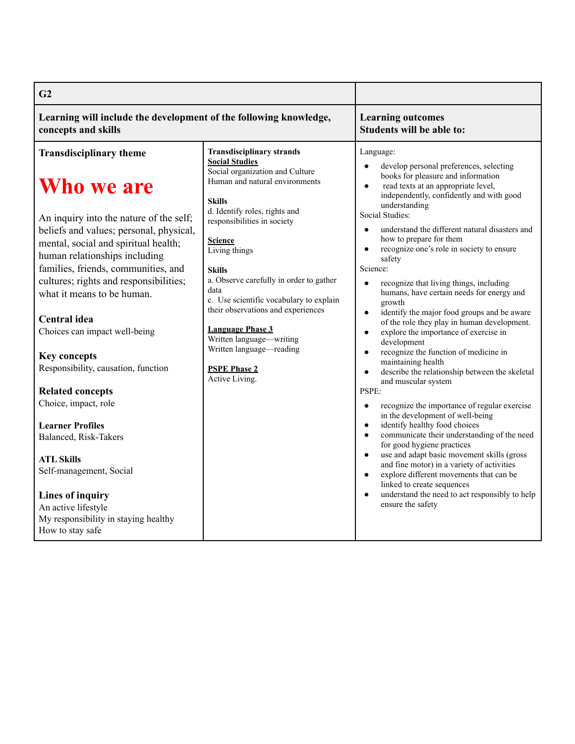| G2 | | |
|---|---|---|
| **Learning will include the development of the following knowledge, concepts and skills** | | **Learning outcomes**<br>**Students will be able to:** |
| **Transdisciplinary theme**<br><br>**Who we are**<br><br>An inquiry into the nature of the self; beliefs and values; personal, physical, mental, social and spiritual health; human relationships including families, friends, communities, and cultures; rights and responsibilities; what it means to be human.<br><br>**Central idea**<br>Choices can impact well-being<br><br>**Key concepts**<br>Responsibility, causation, function<br><br>**Related concepts**<br>Choice, impact, role<br><br>**Learner Profiles**<br>Balanced, Risk-Takers<br><br>**ATL Skills**<br>Self-management, Social<br><br>**Lines of inquiry**<br>An active lifestyle<br>My responsibility in staying healthy<br>How to stay safe | **Transdisciplinary strands**<br>**Social Studies**<br>Social organization and Culture<br>Human and natural environments<br><br>**Skills**<br>d. Identify roles, rights and responsibilities in society<br><br>**Science**<br>Living things<br><br>**Skills**<br>a. Observe carefully in order to gather data<br>c. Use scientific vocabulary to explain their observations and experiences<br><br>**Language Phase 3**<br>Written language—writing<br>Written language—reading<br><br>**PSPE Phase 2**<br>Active Living. | Language:<br>• develop personal preferences, selecting books for pleasure and information<br>• read texts at an appropriate level, independently, confidently and with good understanding<br>Social Studies:<br>• understand the different natural disasters and how to prepare for them<br>• recognize one's role in society to ensure safety<br>Science:<br>• recognize that living things, including humans, have certain needs for energy and growth<br>• identify the major food groups and be aware of the role they play in human development.<br>• explore the importance of exercise in development<br>• recognize the function of medicine in maintaining health<br>• describe the relationship between the skeletal and muscular system<br>PSPE:<br>• recognize the importance of regular exercise in the development of well-being<br>• identify healthy food choices<br>• communicate their understanding of the need for good hygiene practices<br>• use and adapt basic movement skills (gross and fine motor) in a variety of activities<br>• explore different movements that can be linked to create sequences<br>• understand the need to act responsibly to help ensure the safety |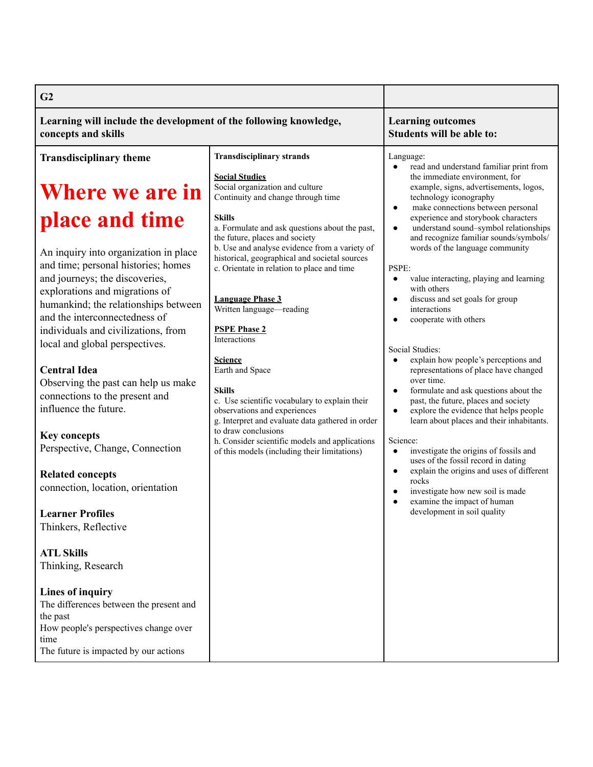| G2 | | |
|---|---|---|
| **Learning will include the development of the following knowledge, concepts and skills** | | **Learning outcomes**<br>**Students will be able to:** |
| **Transdisciplinary theme**<br><br>**Where we are in place and time**<br><br>An inquiry into organization in place and time; personal histories; homes and journeys; the discoveries, explorations and migrations of humankind; the relationships between and the interconnectedness of individuals and civilizations, from local and global perspectives.<br><br>**Central Idea**<br>Observing the past can help us make connections to the present and influence the future.<br><br>**Key concepts**<br>Perspective, Change, Connection<br><br>**Related concepts**<br>connection, location, orientation<br><br>**Learner Profiles**<br>Thinkers, Reflective<br><br>**ATL Skills**<br>Thinking, Research<br><br>**Lines of inquiry**<br>The differences between the present and the past<br>How people's perspectives change over time<br>The future is impacted by our actions | **Transdisciplinary strands**<br><br>**Social Studies**<br>Social organization and culture<br>Continuity and change through time<br><br>**Skills**<br>a. Formulate and ask questions about the past, the future, places and society<br>b. Use and analyse evidence from a variety of historical, geographical and societal sources<br>c. Orientate in relation to place and time<br><br>**Language Phase 3**<br>Written language—reading<br><br>**PSPE Phase 2**<br>Interactions<br><br>**Science**<br>Earth and Space<br><br>**Skills**<br>c. Use scientific vocabulary to explain their observations and experiences<br>g. Interpret and evaluate data gathered in order to draw conclusions<br>h. Consider scientific models and applications of this models (including their limitations) | Language:<br>● read and understand familiar print from the immediate environment, for example, signs, advertisements, logos, technology iconography<br>● make connections between personal experience and storybook characters<br>● understand sound–symbol relationships and recognize familiar sounds/symbols/ words of the language community<br><br>PSPE:<br>● value interacting, playing and learning with others<br>● discuss and set goals for group interactions<br>● cooperate with others<br><br>Social Studies:<br>● explain how people's perceptions and representations of place have changed over time.<br>● formulate and ask questions about the past, the future, places and society<br>● explore the evidence that helps people learn about places and their inhabitants.<br><br>Science:<br>● investigate the origins of fossils and uses of the fossil record in dating<br>● explain the origins and uses of different rocks<br>● investigate how new soil is made<br>● examine the impact of human development in soil quality |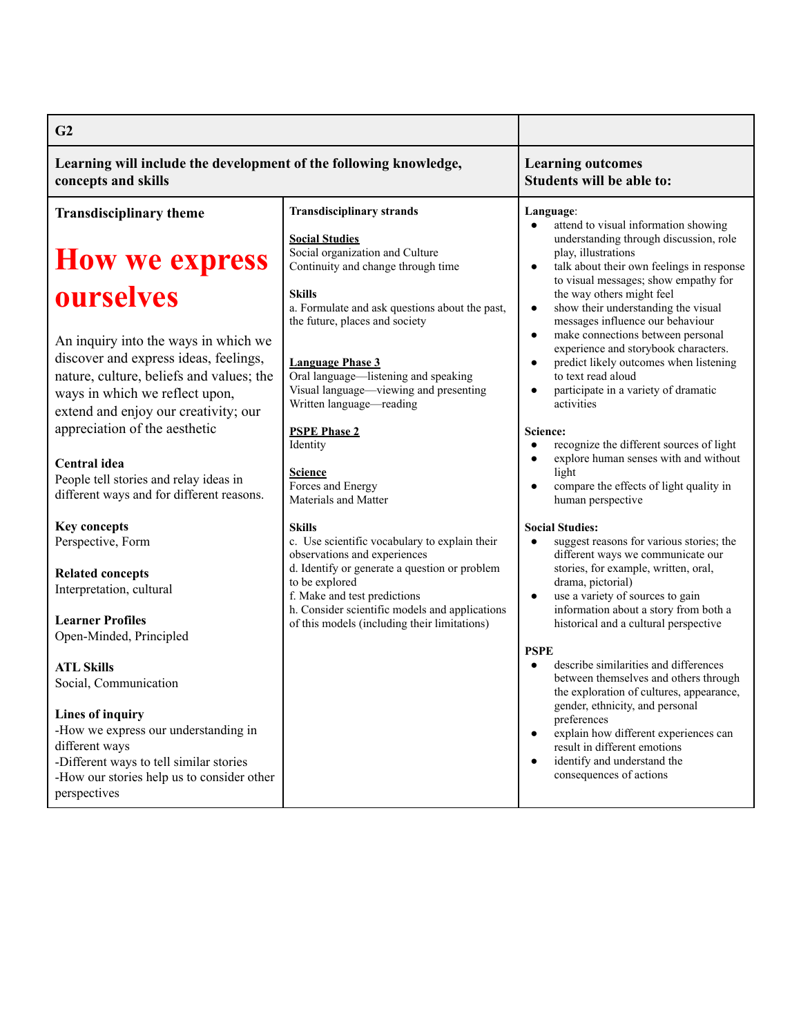| G2 | | |
|---|---|---|
| **Learning will include the development of the following knowledge, concepts and skills** | | **Learning outcomes**<br>**Students will be able to:** |
| **Transdisciplinary theme**<br><br>**How we express ourselves**<br><br>An inquiry into the ways in which we discover and express ideas, feelings, nature, culture, beliefs and values; the ways in which we reflect upon, extend and enjoy our creativity; our appreciation of the aesthetic<br><br>**Central idea**<br>People tell stories and relay ideas in different ways and for different reasons.<br><br>**Key concepts**<br>Perspective, Form<br><br>**Related concepts**<br>Interpretation, cultural<br><br>**Learner Profiles**<br>Open-Minded, Principled<br><br>**ATL Skills**<br>Social, Communication<br><br>**Lines of inquiry**<br>-How we express our understanding in different ways<br>-Different ways to tell similar stories<br>-How our stories help us to consider other perspectives | **Transdisciplinary strands**<br><br>**Social Studies**<br>Social organization and Culture<br>Continuity and change through time<br><br>**Skills**<br>a. Formulate and ask questions about the past, the future, places and society<br><br>**Language Phase 3**<br>Oral language—listening and speaking<br>Visual language—viewing and presenting<br>Written language—reading<br><br>**PSPE Phase 2**<br>Identity<br><br>**Science**<br>Forces and Energy<br>Materials and Matter<br><br>**Skills**<br>c. Use scientific vocabulary to explain their observations and experiences<br>d. Identify or generate a question or problem to be explored<br>f. Make and test predictions<br>h. Consider scientific models and applications of this models (including their limitations) | **Language**:<br>• attend to visual information showing understanding through discussion, role play, illustrations<br>• talk about their own feelings in response to visual messages; show empathy for the way others might feel<br>• show their understanding the visual messages influence our behaviour<br>• make connections between personal experience and storybook characters.<br>• predict likely outcomes when listening to text read aloud<br>• participate in a variety of dramatic activities<br><br>**Science:**<br>• recognize the different sources of light<br>• explore human senses with and without light<br>• compare the effects of light quality in human perspective<br><br>**Social Studies:**<br>• suggest reasons for various stories; the different ways we communicate our stories, for example, written, oral, drama, pictorial)<br>• use a variety of sources to gain information about a story from both a historical and a cultural perspective<br><br>**PSPE**<br>• describe similarities and differences between themselves and others through the exploration of cultures, appearance, gender, ethnicity, and personal preferences<br>• explain how different experiences can result in different emotions<br>• identify and understand the consequences of actions |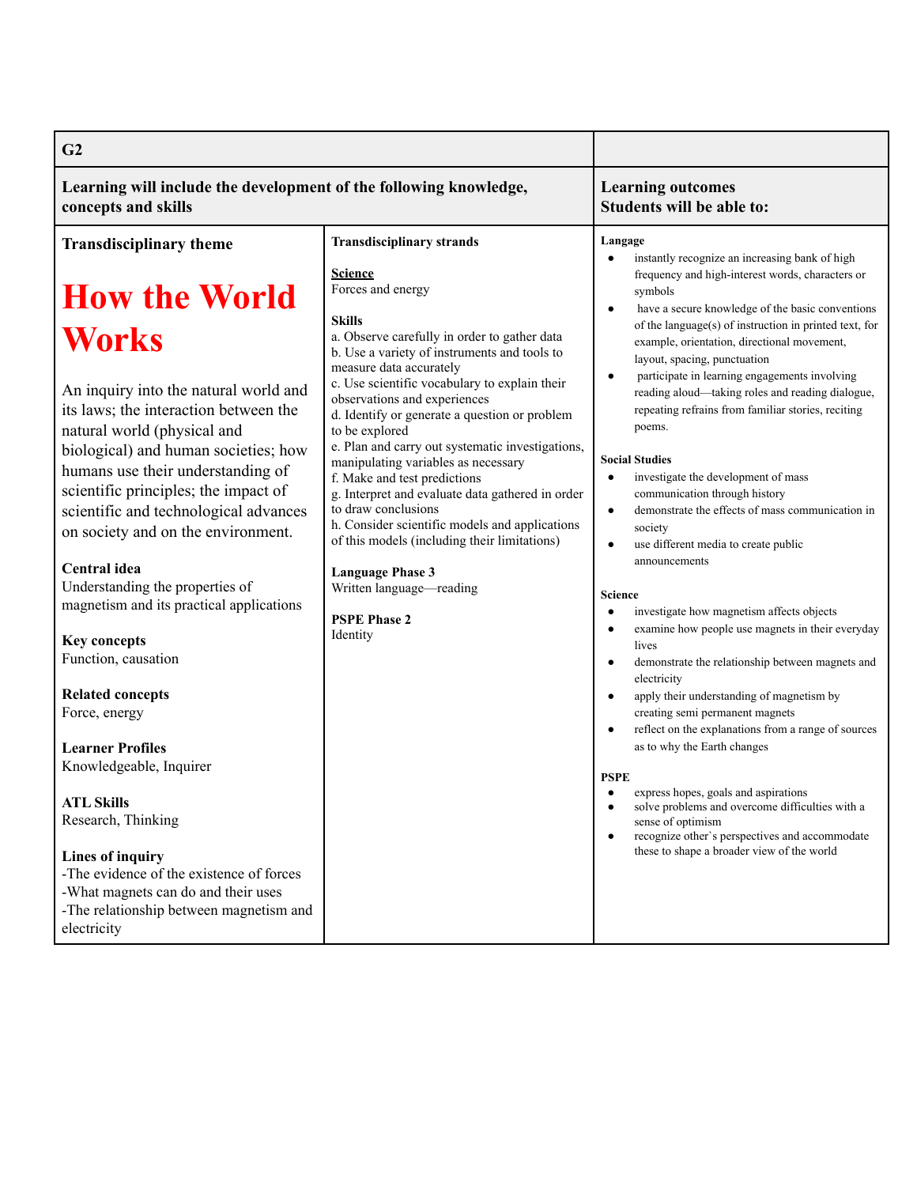| G2 | | |
|---|---|---|
| **Learning will include the development of the following knowledge, concepts and skills** | | **Learning outcomes**<br>**Students will be able to:** |
| **Transdisciplinary theme**<br><br>**How the World Works**<br><br>An inquiry into the natural world and its laws; the interaction between the natural world (physical and biological) and human societies; how humans use their understanding of scientific principles; the impact of scientific and technological advances on society and on the environment.<br><br>**Central idea**<br>Understanding the properties of magnetism and its practical applications<br><br>**Key concepts**<br>Function, causation<br><br>**Related concepts**<br>Force, energy<br><br>**Learner Profiles**<br>Knowledgeable, Inquirer<br><br>**ATL Skills**<br>Research, Thinking<br><br>**Lines of inquiry**<br>-The evidence of the existence of forces<br>-What magnets can do and their uses<br>-The relationship between magnetism and electricity | **Transdisciplinary strands**<br><br>**Science**<br>Forces and energy<br><br>**Skills**<br>a. Observe carefully in order to gather data<br>b. Use a variety of instruments and tools to measure data accurately<br>c. Use scientific vocabulary to explain their observations and experiences<br>d. Identify or generate a question or problem to be explored<br>e. Plan and carry out systematic investigations, manipulating variables as necessary<br>f. Make and test predictions<br>g. Interpret and evaluate data gathered in order to draw conclusions<br>h. Consider scientific models and applications of this models (including their limitations)<br><br>**Language Phase 3**<br>Written language—reading<br><br>**PSPE Phase 2**<br>Identity | **Langage**<br>• instantly recognize an increasing bank of high frequency and high-interest words, characters or symbols<br>• have a secure knowledge of the basic conventions of the language(s) of instruction in printed text, for example, orientation, directional movement, layout, spacing, punctuation<br>• participate in learning engagements involving reading aloud—taking roles and reading dialogue, repeating refrains from familiar stories, reciting poems.<br><br>**Social Studies**<br>• investigate the development of mass communication through history<br>• demonstrate the effects of mass communication in society<br>• use different media to create public announcements<br><br>**Science**<br>• investigate how magnetism affects objects<br>• examine how people use magnets in their everyday lives<br>• demonstrate the relationship between magnets and electricity<br>• apply their understanding of magnetism by creating semi permanent magnets<br>• reflect on the explanations from a range of sources as to why the Earth changes<br><br>**PSPE**<br>• express hopes, goals and aspirations<br>• solve problems and overcome difficulties with a sense of optimism<br>• recognize other`s perspectives and accommodate these to shape a broader view of the world |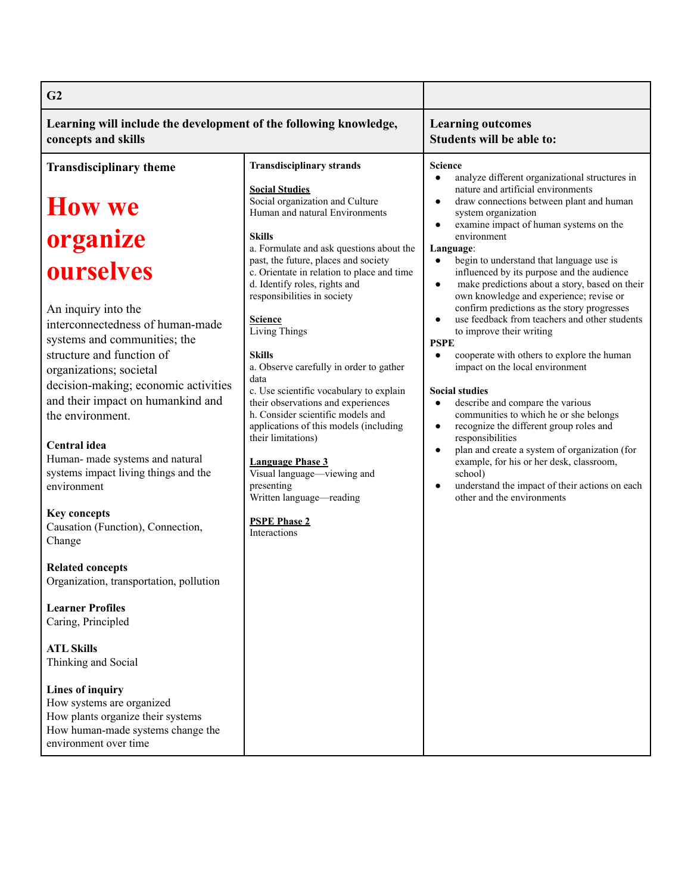| G2 | | |
|---|---|---|
| **Learning will include the development of the following knowledge, concepts and skills** | | **Learning outcomes**<br>**Students will be able to:** |
| **Transdisciplinary theme**<br><br>**How we organize ourselves**<br><br>An inquiry into the interconnectedness of human-made systems and communities; the structure and function of organizations; societal decision-making; economic activities and their impact on humankind and the environment.<br><br>**Central idea**<br>Human- made systems and natural systems impact living things and the environment<br><br>**Key concepts**<br>Causation (Function), Connection, Change<br><br>**Related concepts**<br>Organization, transportation, pollution<br><br>**Learner Profiles**<br>Caring, Principled<br><br>**ATL Skills**<br>Thinking and Social<br><br>**Lines of inquiry**<br>How systems are organized<br>How plants organize their systems<br>How human-made systems change the environment over time | **Transdisciplinary strands**<br><br>**Social Studies**<br>Social organization and Culture<br>Human and natural Environments<br><br>**Skills**<br>a. Formulate and ask questions about the past, the future, places and society<br>c. Orientate in relation to place and time<br>d. Identify roles, rights and responsibilities in society<br><br>**Science**<br>Living Things<br><br>**Skills**<br>a. Observe carefully in order to gather data<br>c. Use scientific vocabulary to explain their observations and experiences<br>h. Consider scientific models and applications of this models (including their limitations)<br><br>**Language Phase 3**<br>Visual language—viewing and presenting<br>Written language—reading<br><br>**PSPE Phase 2**<br>Interactions | **Science**<br>• analyze different organizational structures in nature and artificial environments<br>• draw connections between plant and human system organization<br>• examine impact of human systems on the environment<br>**Language**:<br>• begin to understand that language use is influenced by its purpose and the audience<br>• make predictions about a story, based on their own knowledge and experience; revise or confirm predictions as the story progresses<br>• use feedback from teachers and other students to improve their writing<br>**PSPE**<br>• cooperate with others to explore the human impact on the local environment<br><br>**Social studies**<br>• describe and compare the various communities to which he or she belongs<br>• recognize the different group roles and responsibilities<br>• plan and create a system of organization (for example, for his or her desk, classroom, school)<br>• understand the impact of their actions on each other and the environments |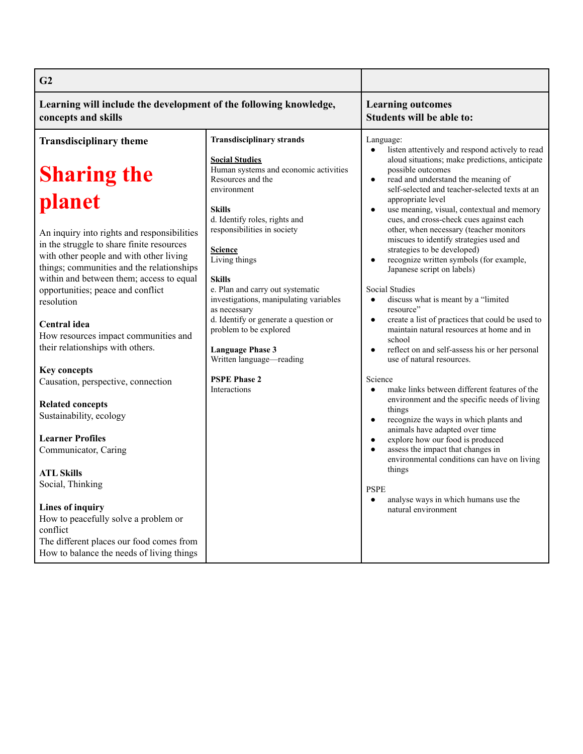| G2 | | |
|---|---|---|
| **Learning will include the development of the following knowledge, concepts and skills** | | **Learning outcomes**<br>**Students will be able to:** |
| **Transdisciplinary theme**<br><br>**Sharing the planet**<br><br>An inquiry into rights and responsibilities in the struggle to share finite resources with other people and with other living things; communities and the relationships within and between them; access to equal opportunities; peace and conflict resolution<br><br>**Central idea**<br>How resources impact communities and their relationships with others.<br><br>**Key concepts**<br>Causation, perspective, connection<br><br>**Related concepts**<br>Sustainability, ecology<br><br>**Learner Profiles**<br>Communicator, Caring<br><br>**ATL Skills**<br>Social, Thinking<br><br>**Lines of inquiry**<br>How to peacefully solve a problem or conflict<br>The different places our food comes from<br>How to balance the needs of living things | **Transdisciplinary strands**<br><br>**Social Studies**<br>Human systems and economic activities<br>Resources and the environment<br><br>**Skills**<br>d. Identify roles, rights and responsibilities in society<br><br>**Science**<br>Living things<br><br>**Skills**<br>e. Plan and carry out systematic investigations, manipulating variables as necessary<br>d. Identify or generate a question or problem to be explored<br><br>**Language Phase 3**<br>Written language—reading<br><br>**PSPE Phase 2**<br>Interactions | Language:<br>• listen attentively and respond actively to read aloud situations; make predictions, anticipate possible outcomes<br>• read and understand the meaning of self-selected and teacher-selected texts at an appropriate level<br>• use meaning, visual, contextual and memory cues, and cross-check cues against each other, when necessary (teacher monitors miscues to identify strategies used and strategies to be developed)<br>• recognize written symbols (for example, Japanese script on labels)<br><br>Social Studies<br>• discuss what is meant by a "limited resource"<br>• create a list of practices that could be used to maintain natural resources at home and in school<br>• reflect on and self-assess his or her personal use of natural resources.<br><br>Science<br>• make links between different features of the environment and the specific needs of living things<br>• recognize the ways in which plants and animals have adapted over time<br>• explore how our food is produced<br>• assess the impact that changes in environmental conditions can have on living things<br><br>PSPE<br>• analyse ways in which humans use the natural environment |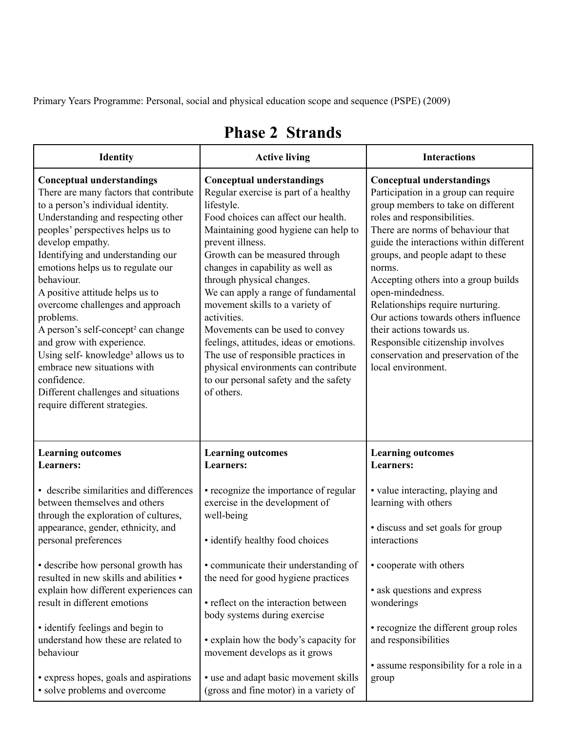Primary Years Programme: Personal, social and physical education scope and sequence (PSPE) (2009)

# Phase 2 Strands

| Identity | Active living | Interactions |
|---|---|---|
| **Conceptual understandings**<br>There are many factors that contribute to a person's individual identity.<br>Understanding and respecting other peoples' perspectives helps us to develop empathy.<br>Identifying and understanding our emotions helps us to regulate our behaviour.<br>A positive attitude helps us to overcome challenges and approach problems.<br>A person's self-concept[2] can change and grow with experience.<br>Using self- knowledge[3] allows us to embrace new situations with confidence.<br>Different challenges and situations require different strategies. | **Conceptual understandings**<br>Regular exercise is part of a healthy lifestyle.<br>Food choices can affect our health.<br>Maintaining good hygiene can help to prevent illness.<br>Growth can be measured through changes in capability as well as through physical changes.<br>We can apply a range of fundamental movement skills to a variety of activities.<br>Movements can be used to convey feelings, attitudes, ideas or emotions.<br>The use of responsible practices in physical environments can contribute to our personal safety and the safety of others. | **Conceptual understandings**<br>Participation in a group can require group members to take on different roles and responsibilities.<br>There are norms of behaviour that guide the interactions within different groups, and people adapt to these norms.<br>Accepting others into a group builds open-mindedness.<br>Relationships require nurturing.<br>Our actions towards others influence their actions towards us.<br>Responsible citizenship involves conservation and preservation of the local environment. |
| **Learning outcomes**<br>**Learners:**<br><br>• describe similarities and differences between themselves and others through the exploration of cultures, appearance, gender, ethnicity, and personal preferences<br><br>• describe how personal growth has resulted in new skills and abilities • explain how different experiences can result in different emotions<br><br>• identify feelings and begin to understand how these are related to behaviour<br><br>• express hopes, goals and aspirations<br>• solve problems and overcome | **Learning outcomes**<br>**Learners:**<br><br>• recognize the importance of regular exercise in the development of well-being<br><br>• identify healthy food choices<br><br>• communicate their understanding of the need for good hygiene practices<br><br>• reflect on the interaction between body systems during exercise<br><br>• explain how the body's capacity for movement develops as it grows<br><br>• use and adapt basic movement skills (gross and fine motor) in a variety of | **Learning outcomes**<br>**Learners:**<br><br>• value interacting, playing and learning with others<br><br>• discuss and set goals for group interactions<br><br>• cooperate with others<br><br>• ask questions and express wonderings<br><br>• recognize the different group roles and responsibilities<br><br>• assume responsibility for a role in a group |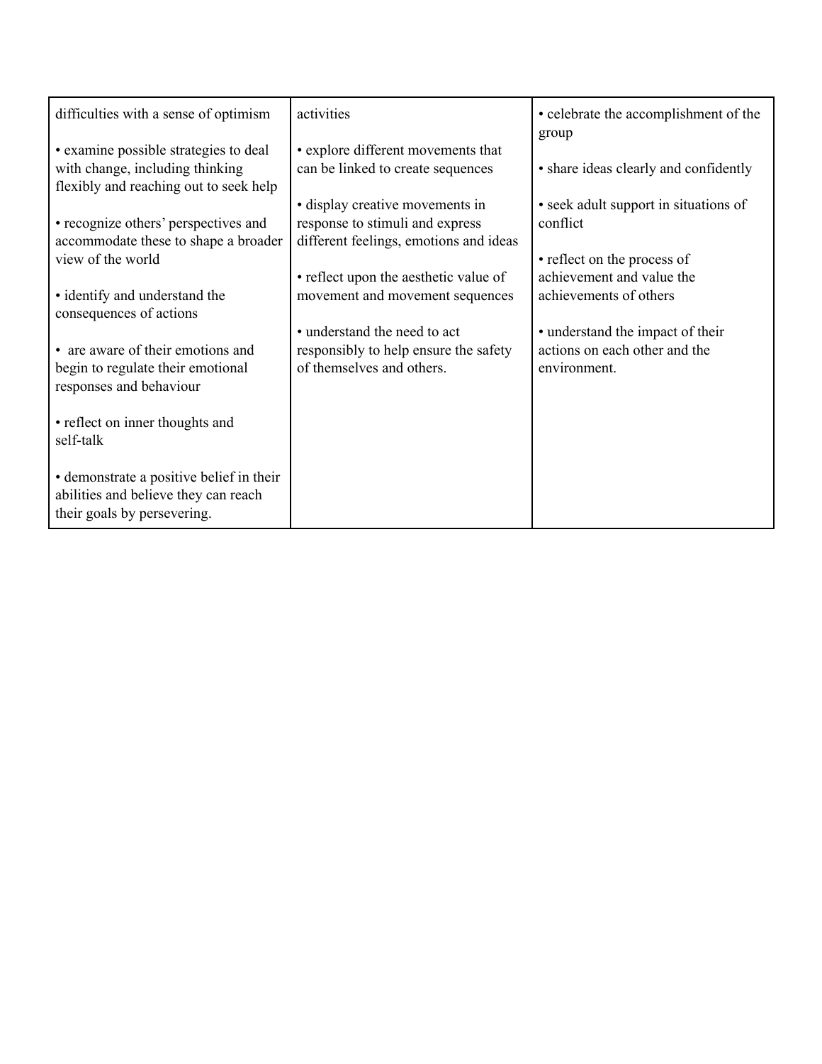| | | |
|---|---|---|
| difficulties with a sense of optimism<br><br>• examine possible strategies to deal with change, including thinking flexibly and reaching out to seek help<br><br>• recognize others' perspectives and accommodate these to shape a broader view of the world<br><br>• identify and understand the consequences of actions<br><br>• are aware of their emotions and begin to regulate their emotional responses and behaviour<br><br>• reflect on inner thoughts and self-talk<br><br>• demonstrate a positive belief in their abilities and believe they can reach their goals by persevering. | activities<br><br>• explore different movements that can be linked to create sequences<br><br>• display creative movements in response to stimuli and express different feelings, emotions and ideas<br><br>• reflect upon the aesthetic value of movement and movement sequences<br><br>• understand the need to act responsibly to help ensure the safety of themselves and others. | • celebrate the accomplishment of the group<br><br>• share ideas clearly and confidently<br><br>• seek adult support in situations of conflict<br><br>• reflect on the process of achievement and value the achievements of others<br><br>• understand the impact of their actions on each other and the environment. |